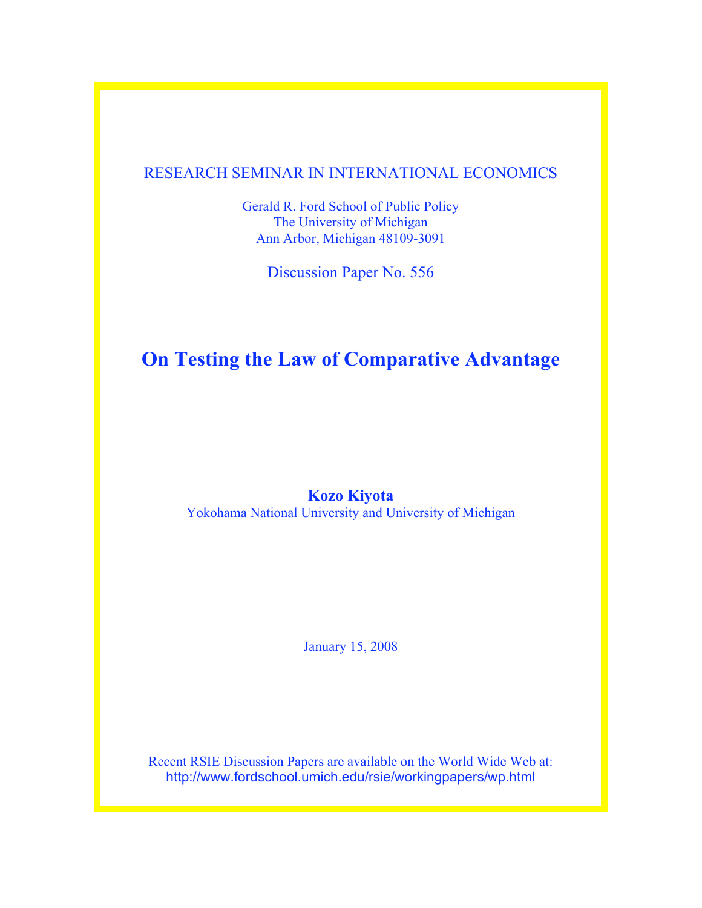RESEARCH SEMINAR IN INTERNATIONAL ECONOMICS

Gerald R. Ford School of Public Policy
The University of Michigan
Ann Arbor, Michigan 48109-3091

Discussion Paper No. 556

# On Testing the Law of Comparative Advantage

**Kozo Kiyota**
Yokohama National University and University of Michigan

January 15, 2008

Recent RSIE Discussion Papers are available on the World Wide Web at:
http://www.fordschool.umich.edu/rsie/workingpapers/wp.html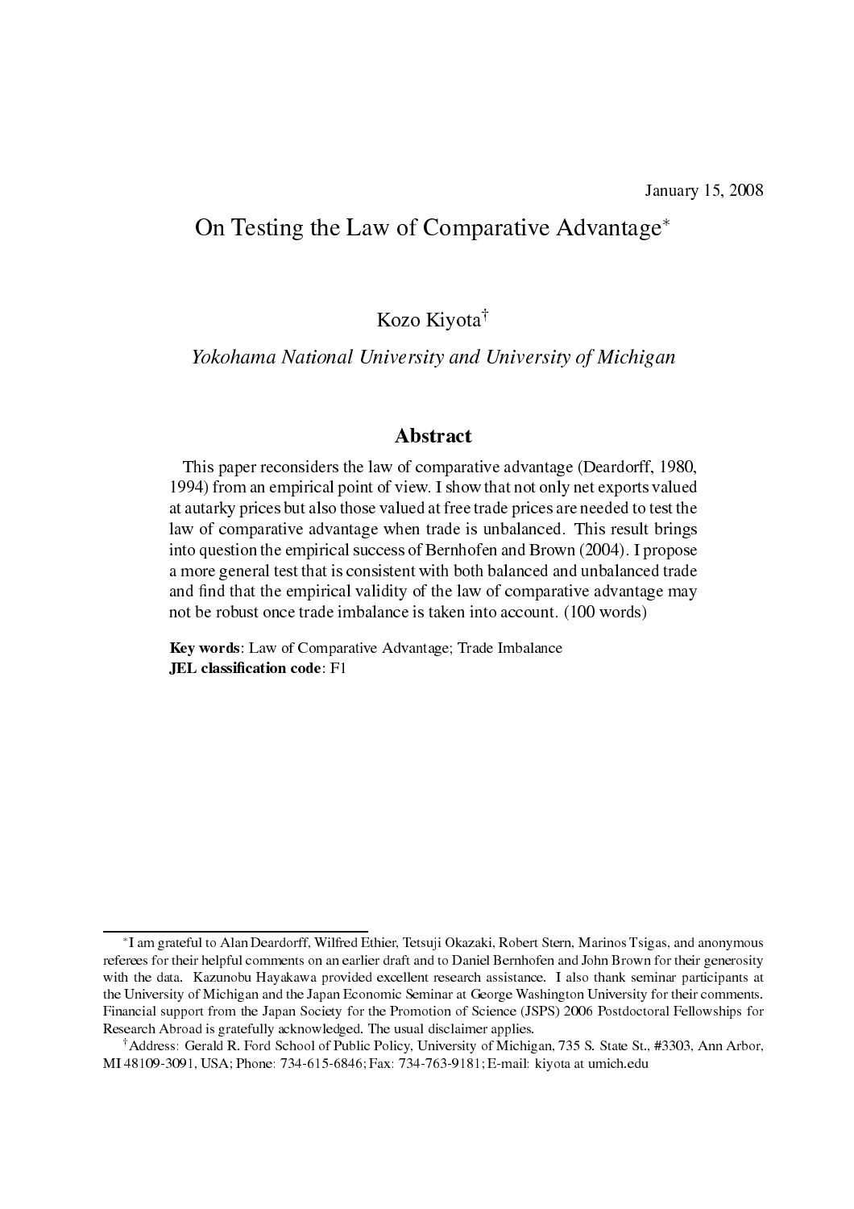January 15, 2008

# On Testing the Law of Comparative Advantage*

Kozo Kiyota†

*Yokohama National University and University of Michigan*

## Abstract

This paper reconsiders the law of comparative advantage (Deardorff, 1980, 1994) from an empirical point of view. I show that not only net exports valued at autarky prices but also those valued at free trade prices are needed to test the law of comparative advantage when trade is unbalanced. This result brings into question the empirical success of Bernhofen and Brown (2004). I propose a more general test that is consistent with both balanced and unbalanced trade and find that the empirical validity of the law of comparative advantage may not be robust once trade imbalance is taken into account. (100 words)

**Key words**: Law of Comparative Advantage; Trade Imbalance
**JEL classification code**: F1

---

*I am grateful to Alan Deardorff, Wilfred Ethier, Tetsuji Okazaki, Robert Stern, Marinos Tsigas, and anonymous referees for their helpful comments on an earlier draft and to Daniel Bernhofen and John Brown for their generosity with the data. Kazunobu Hayakawa provided excellent research assistance. I also thank seminar participants at the University of Michigan and the Japan Economic Seminar at George Washington University for their comments. Financial support from the Japan Society for the Promotion of Science (JSPS) 2006 Postdoctoral Fellowships for Research Abroad is gratefully acknowledged. The usual disclaimer applies.

†Address: Gerald R. Ford School of Public Policy, University of Michigan, 735 S. State St., #3303, Ann Arbor, MI 48109-3091, USA; Phone: 734-615-6846; Fax: 734-763-9181; E-mail: kiyota at umich.edu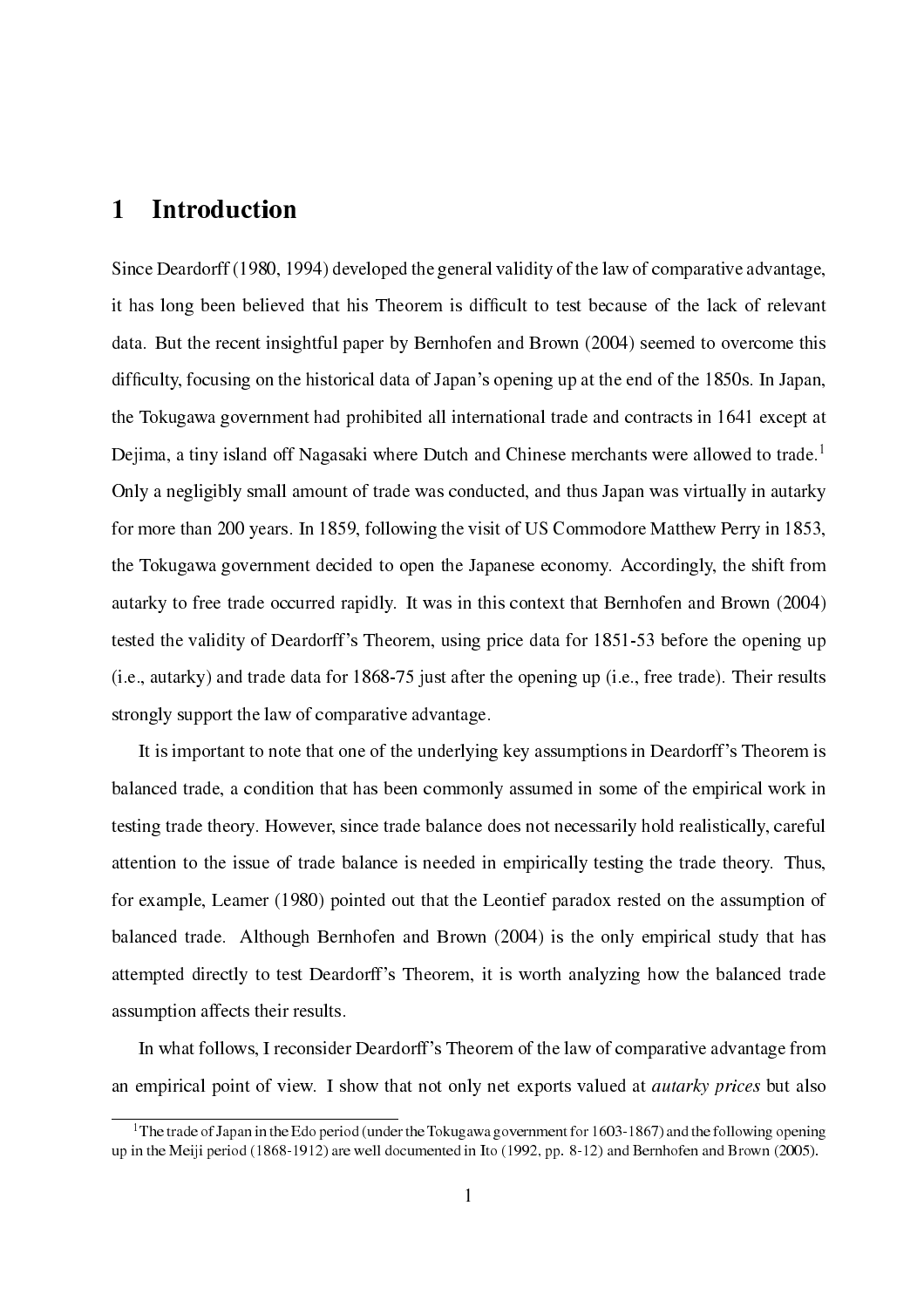# 1 Introduction

Since Deardorff (1980, 1994) developed the general validity of the law of comparative advantage, it has long been believed that his Theorem is difficult to test because of the lack of relevant data. But the recent insightful paper by Bernhofen and Brown (2004) seemed to overcome this difficulty, focusing on the historical data of Japan's opening up at the end of the 1850s. In Japan, the Tokugawa government had prohibited all international trade and contracts in 1641 except at Dejima, a tiny island off Nagasaki where Dutch and Chinese merchants were allowed to trade.[1] Only a negligibly small amount of trade was conducted, and thus Japan was virtually in autarky for more than 200 years. In 1859, following the visit of US Commodore Matthew Perry in 1853, the Tokugawa government decided to open the Japanese economy. Accordingly, the shift from autarky to free trade occurred rapidly. It was in this context that Bernhofen and Brown (2004) tested the validity of Deardorff's Theorem, using price data for 1851-53 before the opening up (i.e., autarky) and trade data for 1868-75 just after the opening up (i.e., free trade). Their results strongly support the law of comparative advantage.

It is important to note that one of the underlying key assumptions in Deardorff's Theorem is balanced trade, a condition that has been commonly assumed in some of the empirical work in testing trade theory. However, since trade balance does not necessarily hold realistically, careful attention to the issue of trade balance is needed in empirically testing the trade theory. Thus, for example, Leamer (1980) pointed out that the Leontief paradox rested on the assumption of balanced trade. Although Bernhofen and Brown (2004) is the only empirical study that has attempted directly to test Deardorff's Theorem, it is worth analyzing how the balanced trade assumption affects their results.

In what follows, I reconsider Deardorff's Theorem of the law of comparative advantage from an empirical point of view. I show that not only net exports valued at *autarky prices* but also

[1] The trade of Japan in the Edo period (under the Tokugawa government for 1603-1867) and the following opening up in the Meiji period (1868-1912) are well documented in Ito (1992, pp. 8-12) and Bernhofen and Brown (2005).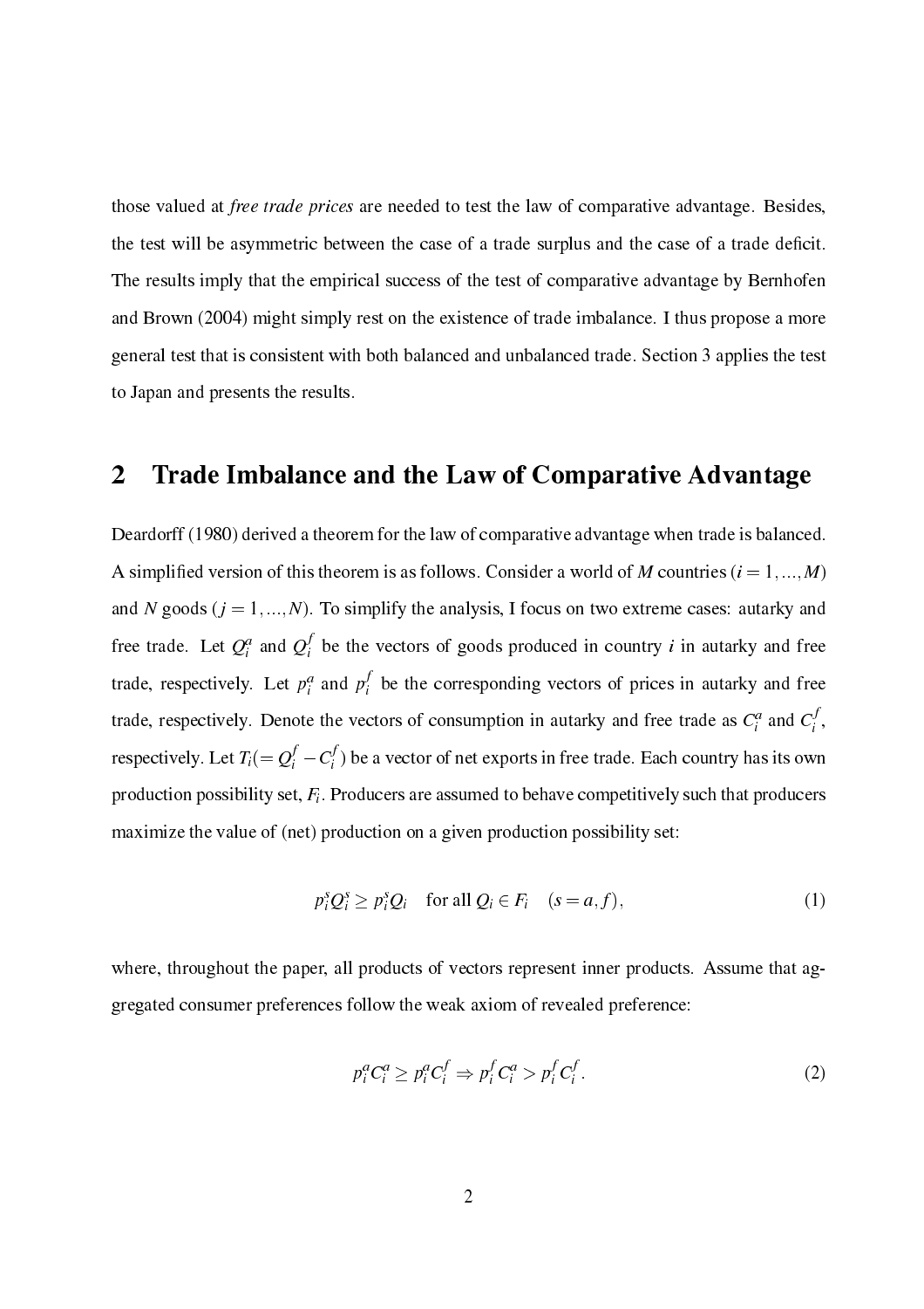those valued at *free trade prices* are needed to test the law of comparative advantage. Besides, the test will be asymmetric between the case of a trade surplus and the case of a trade deficit. The results imply that the empirical success of the test of comparative advantage by Bernhofen and Brown (2004) might simply rest on the existence of trade imbalance. I thus propose a more general test that is consistent with both balanced and unbalanced trade. Section 3 applies the test to Japan and presents the results.

## 2 Trade Imbalance and the Law of Comparative Advantage

Deardorff (1980) derived a theorem for the law of comparative advantage when trade is balanced. A simplified version of this theorem is as follows. Consider a world of $M$ countries ($i = 1, ..., M$) and $N$ goods ($j = 1, ..., N$). To simplify the analysis, I focus on two extreme cases: autarky and free trade. Let $Q_i^a$ and $Q_i^f$ be the vectors of goods produced in country $i$ in autarky and free trade, respectively. Let $p_i^a$ and $p_i^f$ be the corresponding vectors of prices in autarky and free trade, respectively. Denote the vectors of consumption in autarky and free trade as $C_i^a$ and $C_i^f$, respectively. Let $T_i (= Q_i^f - C_i^f)$ be a vector of net exports in free trade. Each country has its own production possibility set, $F_i$. Producers are assumed to behave competitively such that producers maximize the value of (net) production on a given production possibility set:

$$p_i^s Q_i^s \geq p_i^s Q_i \quad \text{for all } Q_i \in F_i \quad (s = a, f), \tag{1}$$

where, throughout the paper, all products of vectors represent inner products. Assume that aggregated consumer preferences follow the weak axiom of revealed preference:

$$p_i^a C_i^a \geq p_i^a C_i^f \Rightarrow p_i^f C_i^a > p_i^f C_i^f. \tag{2}$$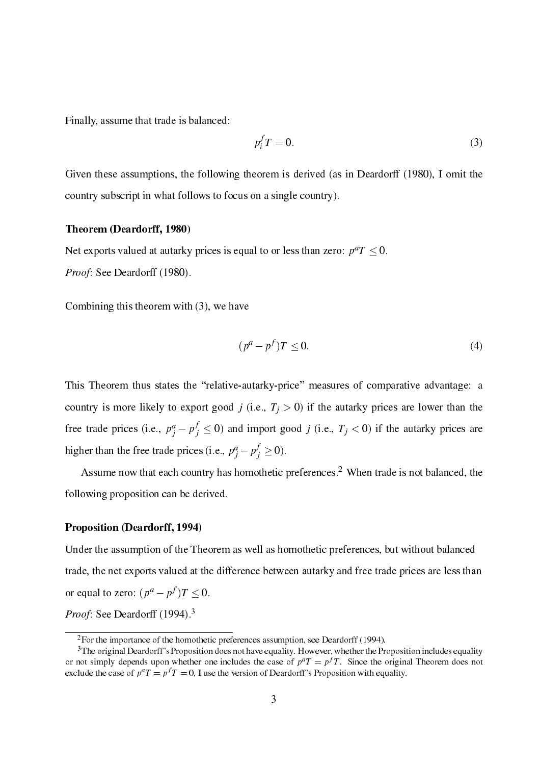Finally, assume that trade is balanced:

$$p_i^f T = 0. \tag{3}$$

Given these assumptions, the following theorem is derived (as in Deardorff (1980), I omit the country subscript in what follows to focus on a single country).

**Theorem (Deardorff, 1980)**

Net exports valued at autarky prices is equal to or less than zero: $p^a T \leq 0$.

*Proof*: See Deardorff (1980).

Combining this theorem with (3), we have

$$(p^a - p^f)T \leq 0. \tag{4}$$

This Theorem thus states the "relative-autarky-price" measures of comparative advantage: a country is more likely to export good $j$ (i.e., $T_j > 0$) if the autarky prices are lower than the free trade prices (i.e., $p_j^a - p_j^f \leq 0$) and import good $j$ (i.e., $T_j < 0$) if the autarky prices are higher than the free trade prices (i.e., $p_j^a - p_j^f \geq 0$).

Assume now that each country has homothetic preferences.[2] When trade is not balanced, the following proposition can be derived.

**Proposition (Deardorff, 1994)**

Under the assumption of the Theorem as well as homothetic preferences, but without balanced trade, the net exports valued at the difference between autarky and free trade prices are less than or equal to zero: $(p^a - p^f)T \leq 0$.

*Proof*: See Deardorff (1994).[3]

---

[2] For the importance of the homothetic preferences assumption, see Deardorff (1994).

[3] The original Deardorff's Proposition does not have equality. However, whether the Proposition includes equality or not simply depends upon whether one includes the case of $p^a T = p^f T$. Since the original Theorem does not exclude the case of $p^a T = p^f T = 0$, I use the version of Deardorff's Proposition with equality.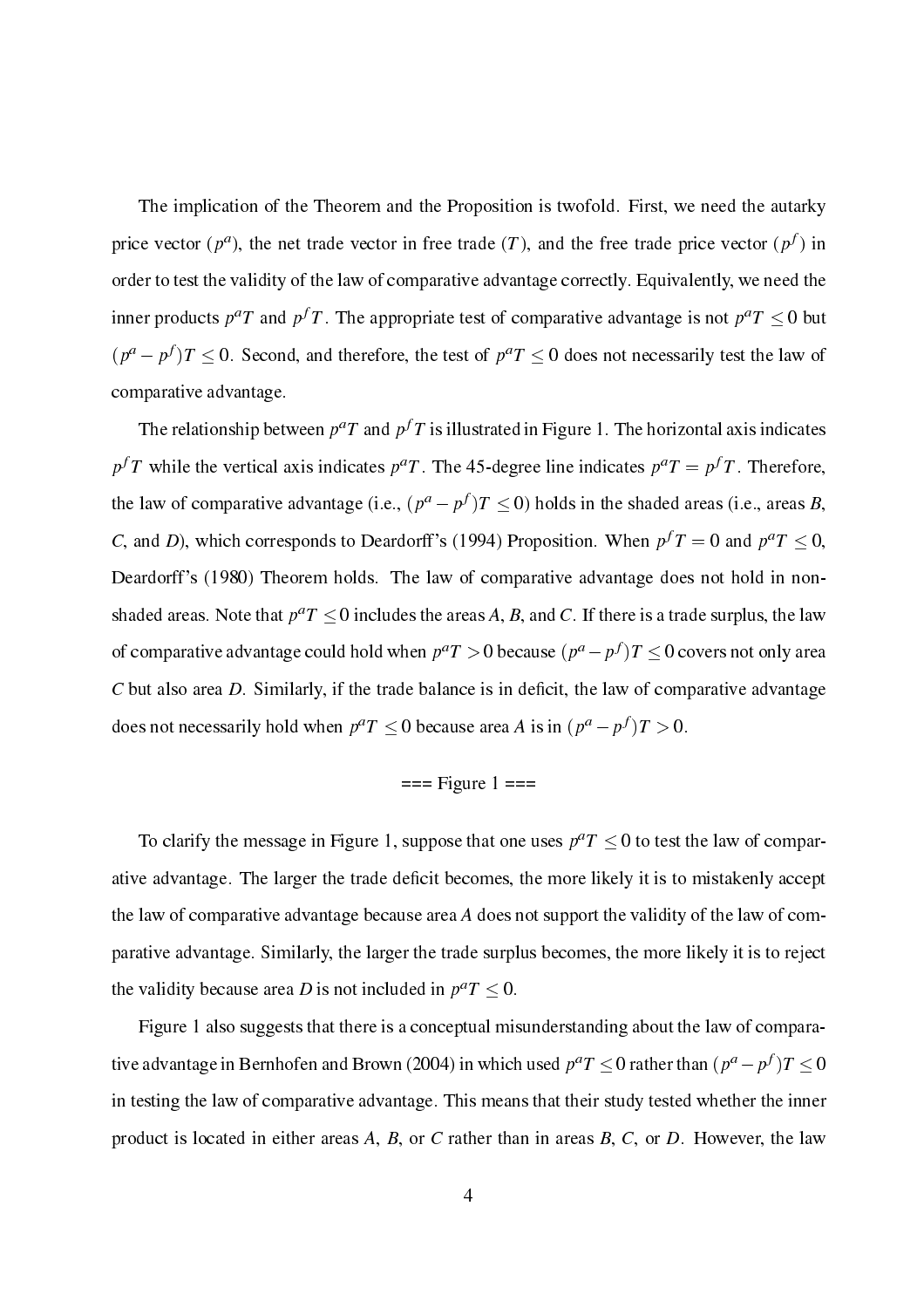The implication of the Theorem and the Proposition is twofold. First, we need the autarky price vector ($p^a$), the net trade vector in free trade ($T$), and the free trade price vector ($p^f$) in order to test the validity of the law of comparative advantage correctly. Equivalently, we need the inner products $p^aT$ and $p^fT$. The appropriate test of comparative advantage is not $p^aT \leq 0$ but $(p^a - p^f)T \leq 0$. Second, and therefore, the test of $p^aT \leq 0$ does not necessarily test the law of comparative advantage.

The relationship between $p^aT$ and $p^fT$ is illustrated in Figure 1. The horizontal axis indicates $p^fT$ while the vertical axis indicates $p^aT$. The 45-degree line indicates $p^aT = p^fT$. Therefore, the law of comparative advantage (i.e., $(p^a - p^f)T \leq 0$) holds in the shaded areas (i.e., areas *B*, *C*, and *D*), which corresponds to Deardorff's (1994) Proposition. When $p^fT = 0$ and $p^aT \leq 0$, Deardorff's (1980) Theorem holds. The law of comparative advantage does not hold in non-shaded areas. Note that $p^aT \leq 0$ includes the areas *A*, *B*, and *C*. If there is a trade surplus, the law of comparative advantage could hold when $p^aT > 0$ because $(p^a - p^f)T \leq 0$ covers not only area *C* but also area *D*. Similarly, if the trade balance is in deficit, the law of comparative advantage does not necessarily hold when $p^aT \leq 0$ because area *A* is in $(p^a - p^f)T > 0$.

=== Figure 1 ===

To clarify the message in Figure 1, suppose that one uses $p^aT \leq 0$ to test the law of comparative advantage. The larger the trade deficit becomes, the more likely it is to mistakenly accept the law of comparative advantage because area *A* does not support the validity of the law of comparative advantage. Similarly, the larger the trade surplus becomes, the more likely it is to reject the validity because area *D* is not included in $p^aT \leq 0$.

Figure 1 also suggests that there is a conceptual misunderstanding about the law of comparative advantage in Bernhofen and Brown (2004) in which used $p^aT \leq 0$ rather than $(p^a - p^f)T \leq 0$ in testing the law of comparative advantage. This means that their study tested whether the inner product is located in either areas *A*, *B*, or *C* rather than in areas *B*, *C*, or *D*. However, the law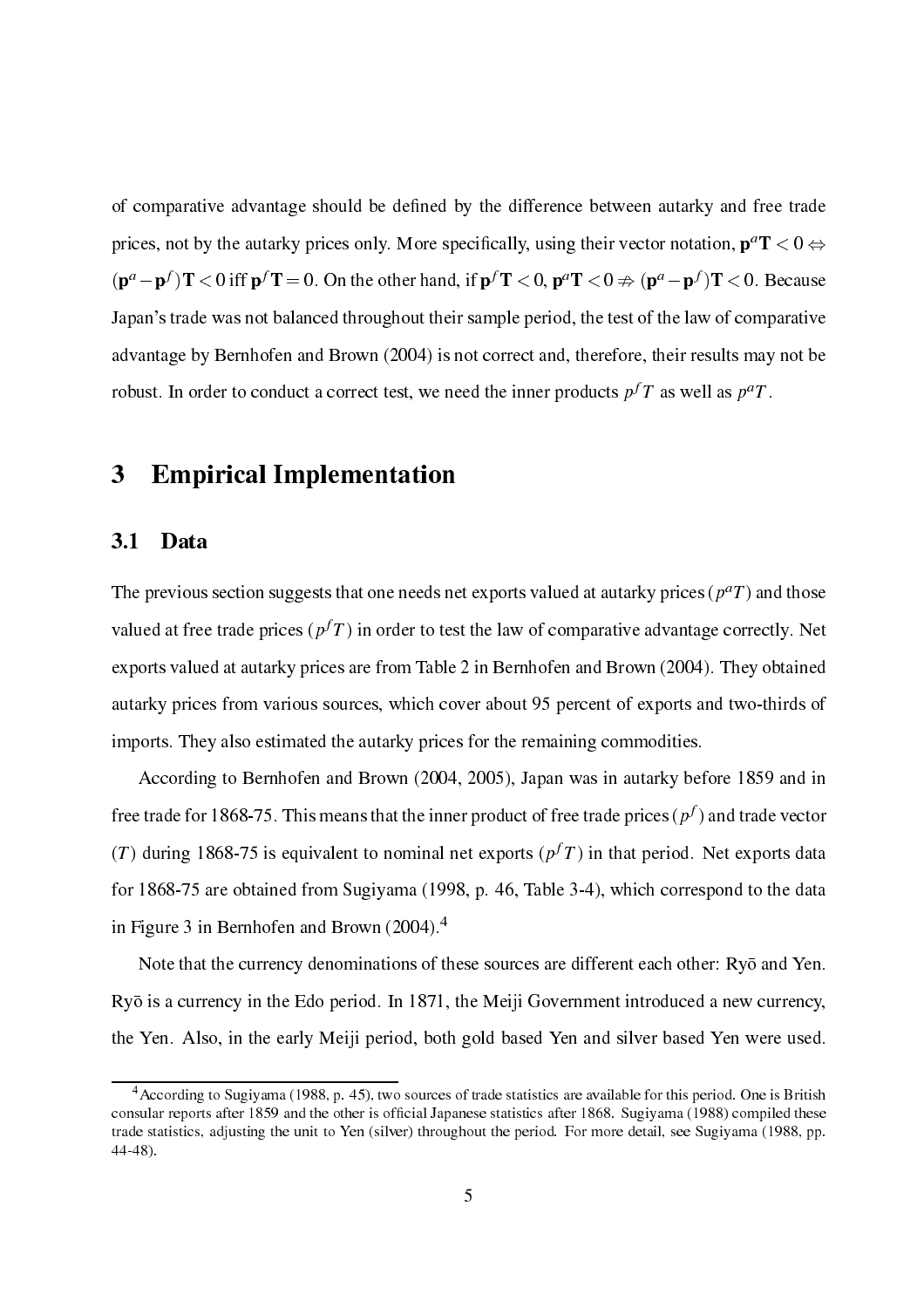of comparative advantage should be defined by the difference between autarky and free trade prices, not by the autarky prices only. More specifically, using their vector notation, $\mathbf{p}^a\mathbf{T} < 0 \Leftrightarrow (\mathbf{p}^a - \mathbf{p}^f)\mathbf{T} < 0$ iff $\mathbf{p}^f\mathbf{T} = 0$. On the other hand, if $\mathbf{p}^f\mathbf{T} < 0$, $\mathbf{p}^a\mathbf{T} < 0 \nRightarrow (\mathbf{p}^a - \mathbf{p}^f)\mathbf{T} < 0$. Because Japan's trade was not balanced throughout their sample period, the test of the law of comparative advantage by Bernhofen and Brown (2004) is not correct and, therefore, their results may not be robust. In order to conduct a correct test, we need the inner products $p^fT$ as well as $p^aT$.

# 3 Empirical Implementation

## 3.1 Data

The previous section suggests that one needs net exports valued at autarky prices ($p^aT$) and those valued at free trade prices ($p^fT$) in order to test the law of comparative advantage correctly. Net exports valued at autarky prices are from Table 2 in Bernhofen and Brown (2004). They obtained autarky prices from various sources, which cover about 95 percent of exports and two-thirds of imports. They also estimated the autarky prices for the remaining commodities.

According to Bernhofen and Brown (2004, 2005), Japan was in autarky before 1859 and in free trade for 1868-75. This means that the inner product of free trade prices ($p^f$) and trade vector ($T$) during 1868-75 is equivalent to nominal net exports ($p^fT$) in that period. Net exports data for 1868-75 are obtained from Sugiyama (1998, p. 46, Table 3-4), which correspond to the data in Figure 3 in Bernhofen and Brown (2004).[4]

Note that the currency denominations of these sources are different each other: Ryō and Yen. Ryō is a currency in the Edo period. In 1871, the Meiji Government introduced a new currency, the Yen. Also, in the early Meiji period, both gold based Yen and silver based Yen were used.

[4] According to Sugiyama (1988, p. 45), two sources of trade statistics are available for this period. One is British consular reports after 1859 and the other is official Japanese statistics after 1868. Sugiyama (1988) compiled these trade statistics, adjusting the unit to Yen (silver) throughout the period. For more detail, see Sugiyama (1988, pp. 44-48).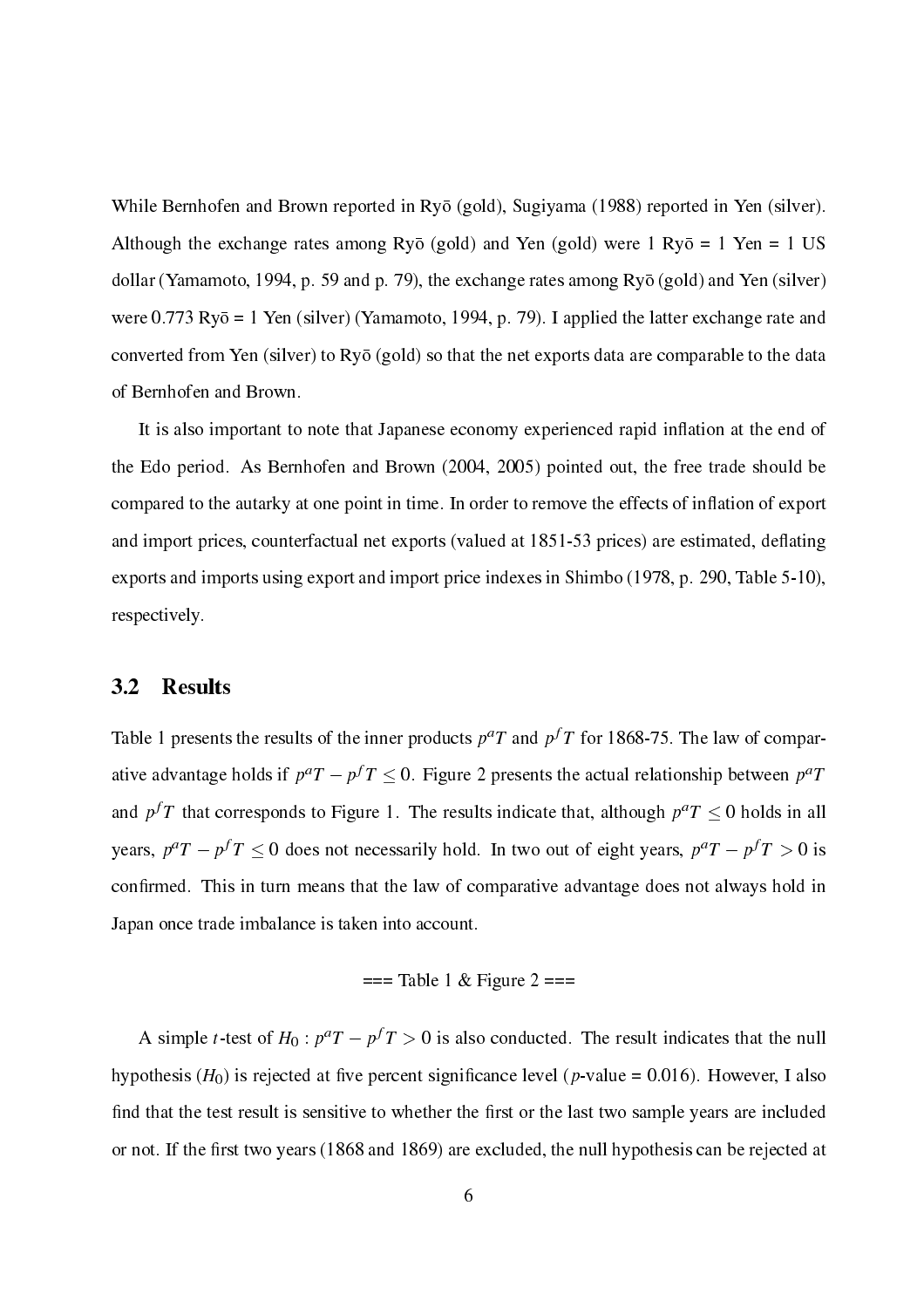While Bernhofen and Brown reported in Ryō (gold), Sugiyama (1988) reported in Yen (silver). Although the exchange rates among Ryō (gold) and Yen (gold) were 1 Ryō = 1 Yen = 1 US dollar (Yamamoto, 1994, p. 59 and p. 79), the exchange rates among Ryō (gold) and Yen (silver) were 0.773 Ryō = 1 Yen (silver) (Yamamoto, 1994, p. 79). I applied the latter exchange rate and converted from Yen (silver) to Ryō (gold) so that the net exports data are comparable to the data of Bernhofen and Brown.

It is also important to note that Japanese economy experienced rapid inflation at the end of the Edo period. As Bernhofen and Brown (2004, 2005) pointed out, the free trade should be compared to the autarky at one point in time. In order to remove the effects of inflation of export and import prices, counterfactual net exports (valued at 1851-53 prices) are estimated, deflating exports and imports using export and import price indexes in Shimbo (1978, p. 290, Table 5-10), respectively.

## 3.2 Results

Table 1 presents the results of the inner products $p^aT$ and $p^fT$ for 1868-75. The law of comparative advantage holds if $p^aT - p^fT \leq 0$. Figure 2 presents the actual relationship between $p^aT$ and $p^fT$ that corresponds to Figure 1. The results indicate that, although $p^aT \leq 0$ holds in all years, $p^aT - p^fT \leq 0$ does not necessarily hold. In two out of eight years, $p^aT - p^fT > 0$ is confirmed. This in turn means that the law of comparative advantage does not always hold in Japan once trade imbalance is taken into account.

=== Table 1 & Figure 2 ===

A simple $t$-test of $H_0 : p^aT - p^fT > 0$ is also conducted. The result indicates that the null hypothesis ($H_0$) is rejected at five percent significance level ($p$-value = 0.016). However, I also find that the test result is sensitive to whether the first or the last two sample years are included or not. If the first two years (1868 and 1869) are excluded, the null hypothesis can be rejected at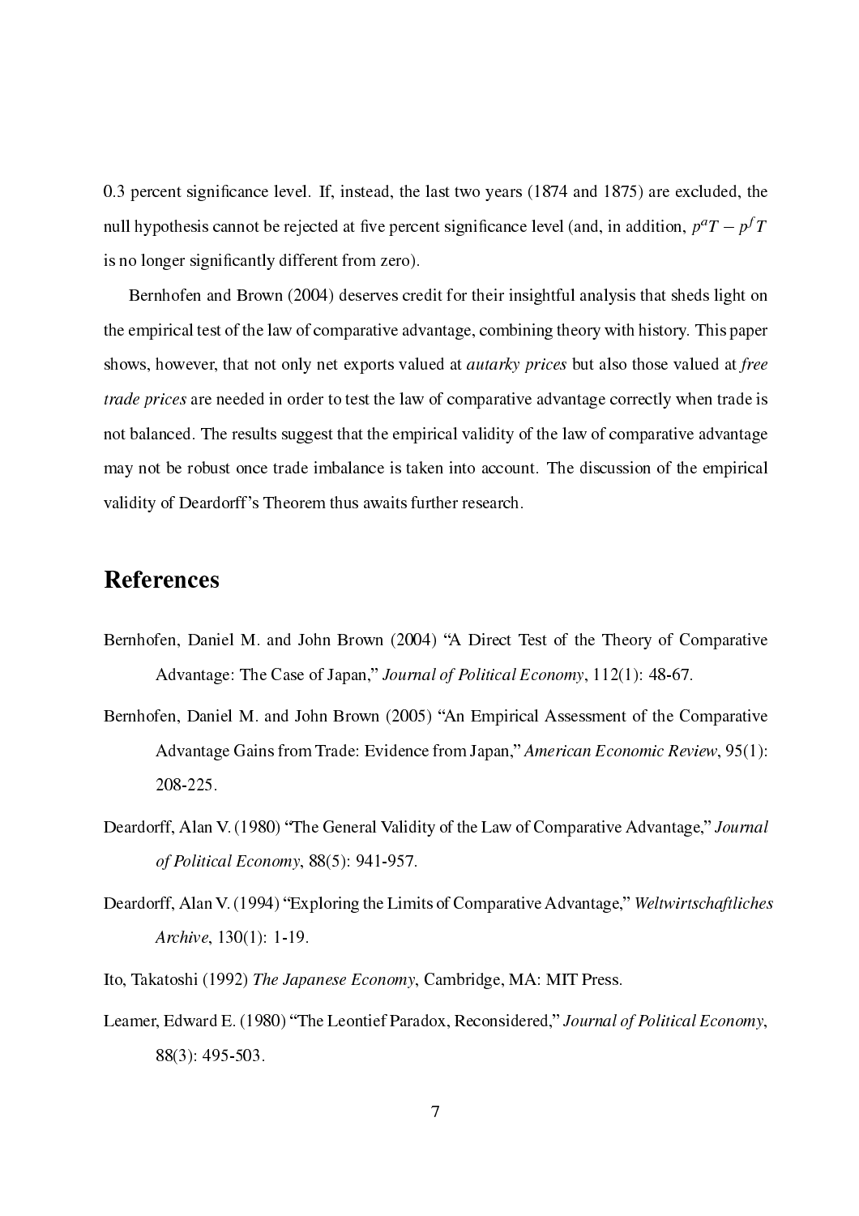0.3 percent significance level. If, instead, the last two years (1874 and 1875) are excluded, the null hypothesis cannot be rejected at five percent significance level (and, in addition, $p^a T - p^f T$ is no longer significantly different from zero).

Bernhofen and Brown (2004) deserves credit for their insightful analysis that sheds light on the empirical test of the law of comparative advantage, combining theory with history. This paper shows, however, that not only net exports valued at *autarky prices* but also those valued at *free trade prices* are needed in order to test the law of comparative advantage correctly when trade is not balanced. The results suggest that the empirical validity of the law of comparative advantage may not be robust once trade imbalance is taken into account. The discussion of the empirical validity of Deardorff's Theorem thus awaits further research.

## References

Bernhofen, Daniel M. and John Brown (2004) "A Direct Test of the Theory of Comparative Advantage: The Case of Japan," *Journal of Political Economy*, 112(1): 48-67.

Bernhofen, Daniel M. and John Brown (2005) "An Empirical Assessment of the Comparative Advantage Gains from Trade: Evidence from Japan," *American Economic Review*, 95(1): 208-225.

Deardorff, Alan V. (1980) "The General Validity of the Law of Comparative Advantage," *Journal of Political Economy*, 88(5): 941-957.

Deardorff, Alan V. (1994) "Exploring the Limits of Comparative Advantage," *Weltwirtschaftliches Archive*, 130(1): 1-19.

Ito, Takatoshi (1992) *The Japanese Economy*, Cambridge, MA: MIT Press.

Leamer, Edward E. (1980) "The Leontief Paradox, Reconsidered," *Journal of Political Economy*, 88(3): 495-503.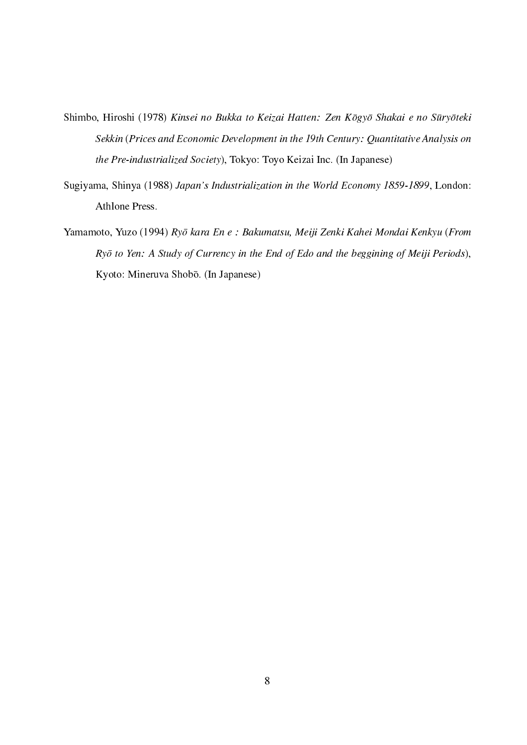Shimbo, Hiroshi (1978) *Kinsei no Bukka to Keizai Hatten: Zen Kōgyō Shakai e no Sūryōteki Sekkin* (*Prices and Economic Development in the 19th Century: Quantitative Analysis on the Pre-industrialized Society*), Tokyo: Toyo Keizai Inc. (In Japanese)

Sugiyama, Shinya (1988) *Japan's Industrialization in the World Economy 1859-1899*, London: Athlone Press.

Yamamoto, Yuzo (1994) *Ryō kara En e : Bakumatsu, Meiji Zenki Kahei Mondai Kenkyu* (*From Ryō to Yen: A Study of Currency in the End of Edo and the beggining of Meiji Periods*), Kyoto: Mineruva Shobō. (In Japanese)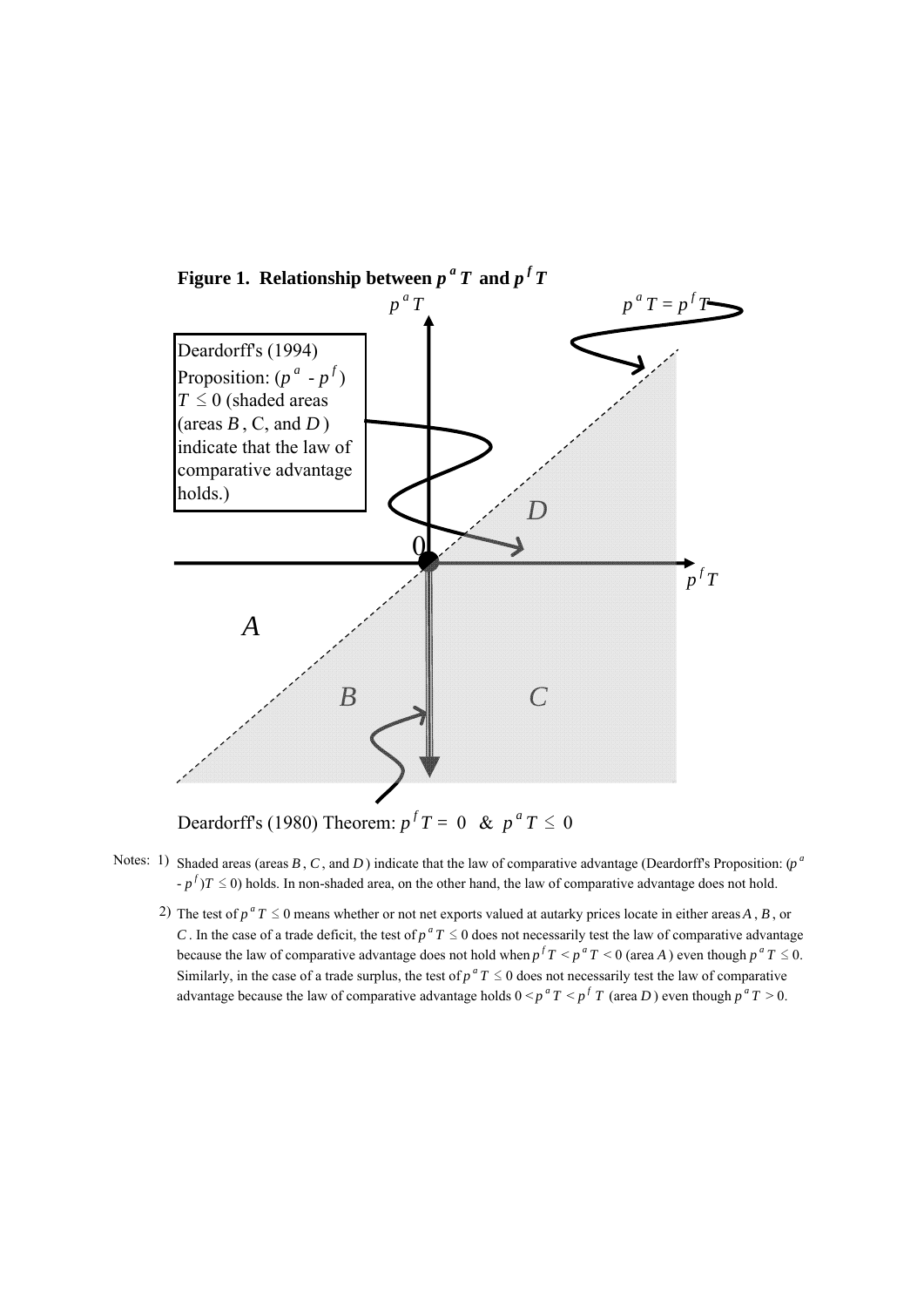**Figure 1. Relationship between $p^a T$ and $p^f T$**

$p^a T$

$p^a T = p^f T$

Deardorff's (1994) Proposition: $(p^a - p^f) T \leq 0$ (shaded areas (areas $B$, C, and $D$) indicate that the law of comparative advantage holds.)

$D$

0

$p^f T$

$A$

$B$

$C$

Deardorff's (1980) Theorem: $p^f T = 0$ & $p^a T \leq 0$

Notes: 1) Shaded areas (areas $B$, $C$, and $D$) indicate that the law of comparative advantage (Deardorff's Proposition: $(p^a - p^f)T \leq 0$) holds. In non-shaded area, on the other hand, the law of comparative advantage does not hold.

2) The test of $p^a T \leq 0$ means whether or not net exports valued at autarky prices locate in either areas $A$, $B$, or $C$. In the case of a trade deficit, the test of $p^a T \leq 0$ does not necessarily test the law of comparative advantage because the law of comparative advantage does not hold when $p^f T < p^a T < 0$ (area $A$) even though $p^a T \leq 0$. Similarly, in the case of a trade surplus, the test of $p^a T \leq 0$ does not necessarily test the law of comparative advantage because the law of comparative advantage holds $0 < p^a T < p^f T$ (area $D$) even though $p^a T > 0$.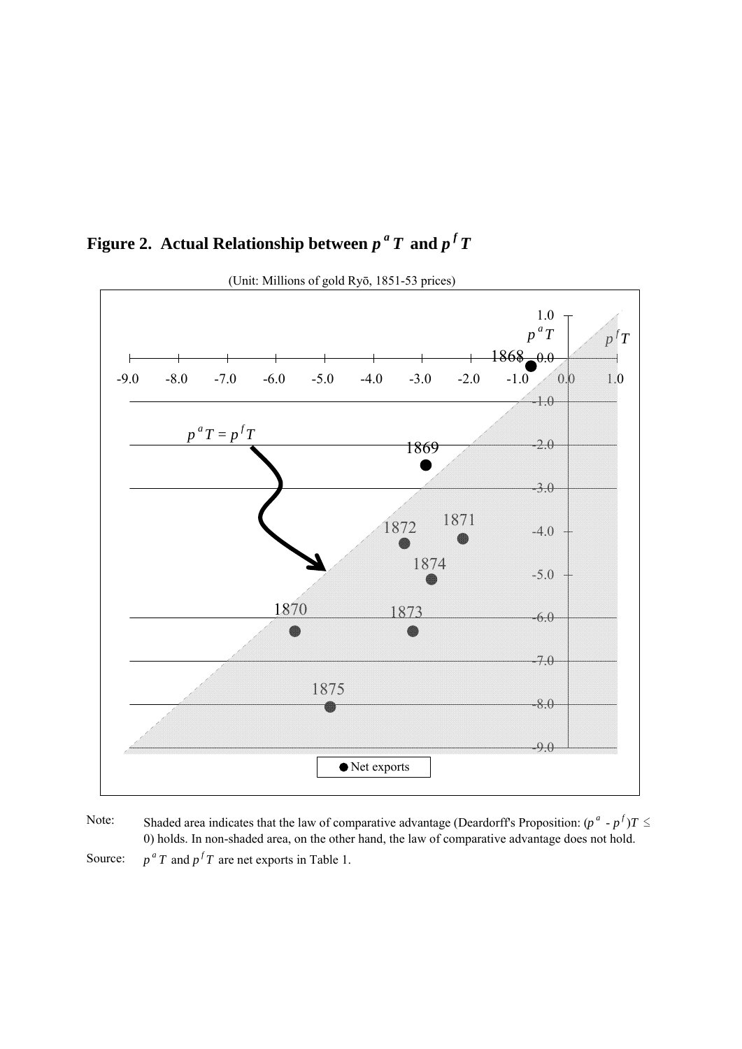## Figure 2. Actual Relationship between $p^a T$ and $p^f T$

(Unit: Millions of gold Ryō, 1851-53 prices)

Note: Shaded area indicates that the law of comparative advantage (Deardorff's Proposition: $(p^a - p^f)T \leq 0$) holds. In non-shaded area, on the other hand, the law of comparative advantage does not hold.

Source: $p^a T$ and $p^f T$ are net exports in Table 1.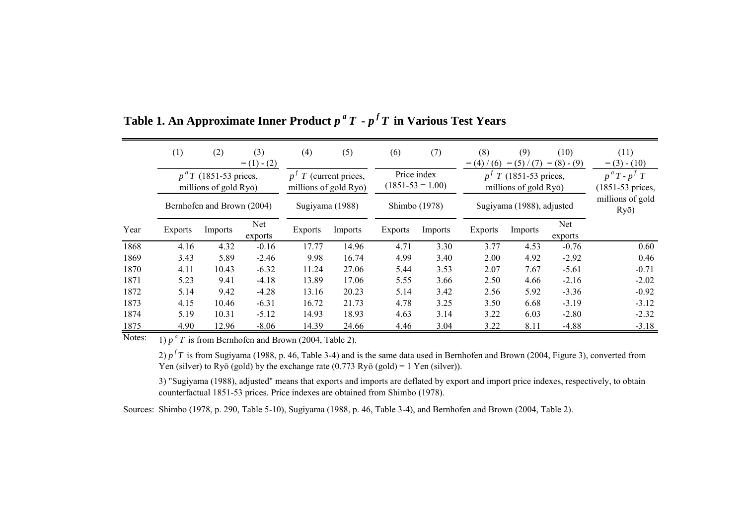# Table 1. An Approximate Inner Product $p^a T$ - $p^f T$ in Various Test Years

| | (1) | (2) | (3) = (1) - (2) | (4) | (5) | (6) | (7) | (8) = (4) / (6) | (9) = (5) / (7) | (10) = (8) - (9) | (11) = (3) - (10) |
|---|---|---|---|---|---|---|---|---|---|---|---|
| | $p^a T$ (1851-53 prices, millions of gold Ryō) | | | $p^f$ $T$ (current prices, millions of gold Ryō) | | Price index (1851-53 = 1.00) | | $p^f$ $T$ (1851-53 prices, millions of gold Ryō) | | | $p^a T$ - $p^f$ $T$ (1851-53 prices, millions of gold Ryō) |
| | Bernhofen and Brown (2004) | | | Sugiyama (1988) | | Shimbo (1978) | | Sugiyama (1988), adjusted | | | |
| Year | Exports | Imports | Net exports | Exports | Imports | Exports | Imports | Exports | Imports | Net exports | |
| 1868 | 4.16 | 4.32 | -0.16 | 17.77 | 14.96 | 4.71 | 3.30 | 3.77 | 4.53 | -0.76 | 0.60 |
| 1869 | 3.43 | 5.89 | -2.46 | 9.98 | 16.74 | 4.99 | 3.40 | 2.00 | 4.92 | -2.92 | 0.46 |
| 1870 | 4.11 | 10.43 | -6.32 | 11.24 | 27.06 | 5.44 | 3.53 | 2.07 | 7.67 | -5.61 | -0.71 |
| 1871 | 5.23 | 9.41 | -4.18 | 13.89 | 17.06 | 5.55 | 3.66 | 2.50 | 4.66 | -2.16 | -2.02 |
| 1872 | 5.14 | 9.42 | -4.28 | 13.16 | 20.23 | 5.14 | 3.42 | 2.56 | 5.92 | -3.36 | -0.92 |
| 1873 | 4.15 | 10.46 | -6.31 | 16.72 | 21.73 | 4.78 | 3.25 | 3.50 | 6.68 | -3.19 | -3.12 |
| 1874 | 5.19 | 10.31 | -5.12 | 14.93 | 18.93 | 4.63 | 3.14 | 3.22 | 6.03 | -2.80 | -2.32 |
| 1875 | 4.90 | 12.96 | -8.06 | 14.39 | 24.66 | 4.46 | 3.04 | 3.22 | 8.11 | -4.88 | -3.18 |

Notes: 1) $p^a T$ is from Bernhofen and Brown (2004, Table 2).

2) $p^f T$ is from Sugiyama (1988, p. 46, Table 3-4) and is the same data used in Bernhofen and Brown (2004, Figure 3), converted from Yen (silver) to Ryō (gold) by the exchange rate (0.773 Ryō (gold) = 1 Yen (silver)).

3) "Sugiyama (1988), adjusted" means that exports and imports are deflated by export and import price indexes, respectively, to obtain counterfactual 1851-53 prices. Price indexes are obtained from Shimbo (1978).

Sources: Shimbo (1978, p. 290, Table 5-10), Sugiyama (1988, p. 46, Table 3-4), and Bernhofen and Brown (2004, Table 2).